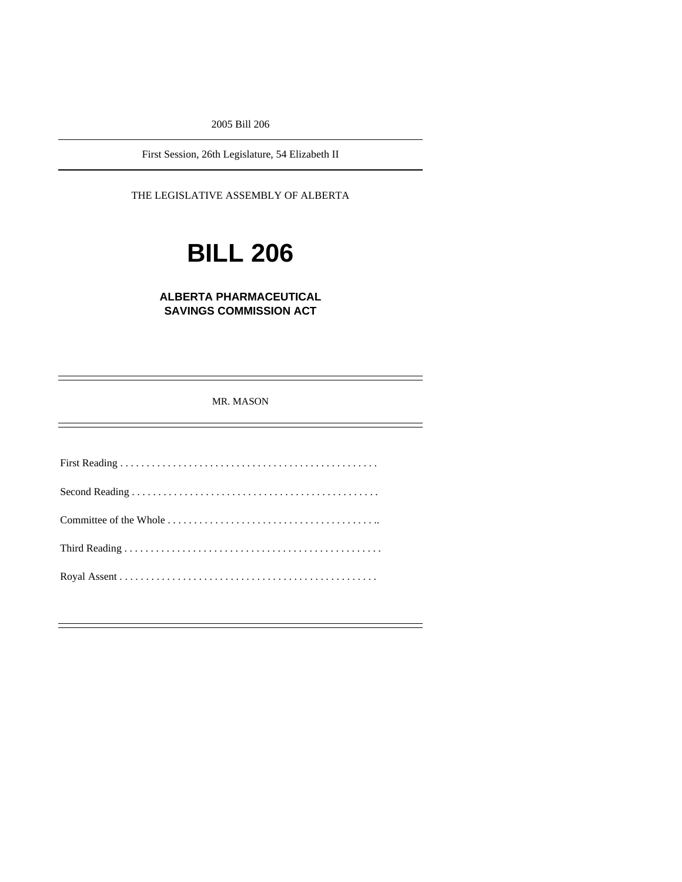2005 Bill 206

---

First Session, 26th Legislature, 54 Elizabeth II

---

THE LEGISLATIVE ASSEMBLY OF ALBERTA

# BILL 206

## ALBERTA PHARMACEUTICAL SAVINGS COMMISSION ACT

---

MR. MASON

---

First Reading . . . . . . . . . . . . . . . . . . . . . . . . . . . . . . . . . . . . . . . . . . . . . . . . .

Second Reading . . . . . . . . . . . . . . . . . . . . . . . . . . . . . . . . . . . . . . . . . . . . . . .

Committee of the Whole . . . . . . . . . . . . . . . . . . . . . . . . . . . . . . . . . . . . . . . ..

Third Reading . . . . . . . . . . . . . . . . . . . . . . . . . . . . . . . . . . . . . . . . . . . . . . . . .

Royal Assent . . . . . . . . . . . . . . . . . . . . . . . . . . . . . . . . . . . . . . . . . . . . . . . . .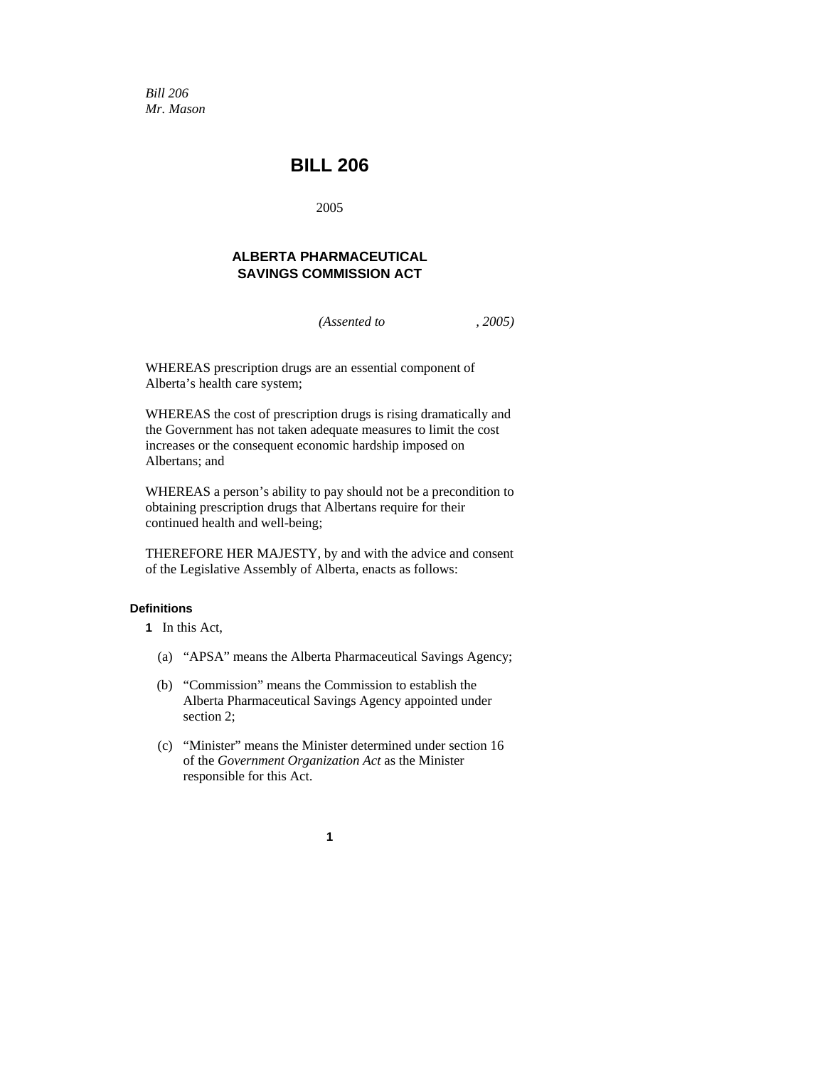*Bill 206*
*Mr. Mason*

# BILL 206

2005

## ALBERTA PHARMACEUTICAL SAVINGS COMMISSION ACT

*(Assented to , 2005)*

WHEREAS prescription drugs are an essential component of Alberta's health care system;

WHEREAS the cost of prescription drugs is rising dramatically and the Government has not taken adequate measures to limit the cost increases or the consequent economic hardship imposed on Albertans; and

WHEREAS a person's ability to pay should not be a precondition to obtaining prescription drugs that Albertans require for their continued health and well-being;

THEREFORE HER MAJESTY, by and with the advice and consent of the Legislative Assembly of Alberta, enacts as follows:

**Definitions**

**1** In this Act,

(a) "APSA" means the Alberta Pharmaceutical Savings Agency;

(b) "Commission" means the Commission to establish the Alberta Pharmaceutical Savings Agency appointed under section 2;

(c) "Minister" means the Minister determined under section 16 of the *Government Organization Act* as the Minister responsible for this Act.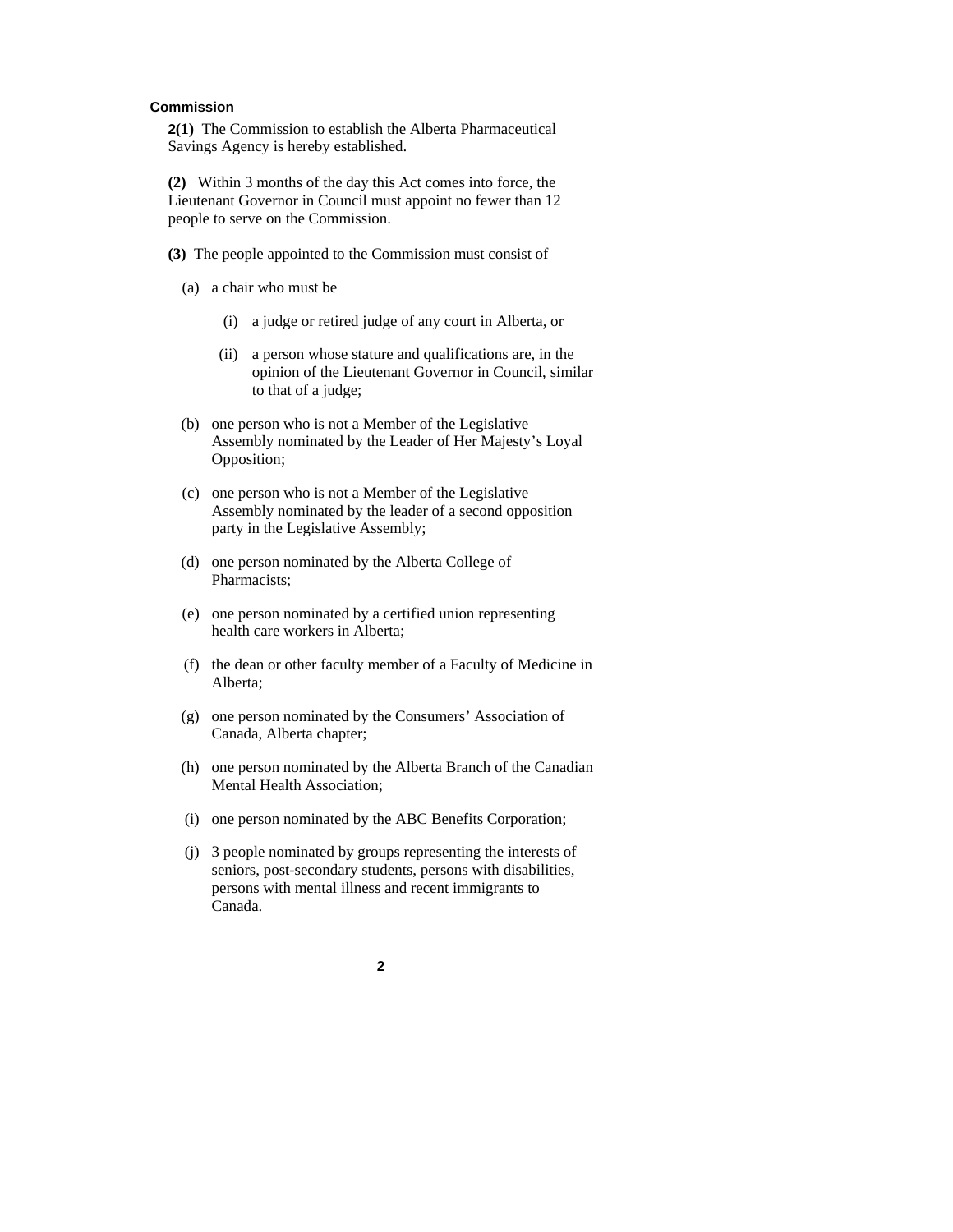### Commission

**2(1)** The Commission to establish the Alberta Pharmaceutical Savings Agency is hereby established.

**(2)** Within 3 months of the day this Act comes into force, the Lieutenant Governor in Council must appoint no fewer than 12 people to serve on the Commission.

**(3)** The people appointed to the Commission must consist of

- (a) a chair who must be
  - (i) a judge or retired judge of any court in Alberta, or
  - (ii) a person whose stature and qualifications are, in the opinion of the Lieutenant Governor in Council, similar to that of a judge;
- (b) one person who is not a Member of the Legislative Assembly nominated by the Leader of Her Majesty's Loyal Opposition;
- (c) one person who is not a Member of the Legislative Assembly nominated by the leader of a second opposition party in the Legislative Assembly;
- (d) one person nominated by the Alberta College of Pharmacists;
- (e) one person nominated by a certified union representing health care workers in Alberta;
- (f) the dean or other faculty member of a Faculty of Medicine in Alberta;
- (g) one person nominated by the Consumers' Association of Canada, Alberta chapter;
- (h) one person nominated by the Alberta Branch of the Canadian Mental Health Association;
- (i) one person nominated by the ABC Benefits Corporation;
- (j) 3 people nominated by groups representing the interests of seniors, post-secondary students, persons with disabilities, persons with mental illness and recent immigrants to Canada.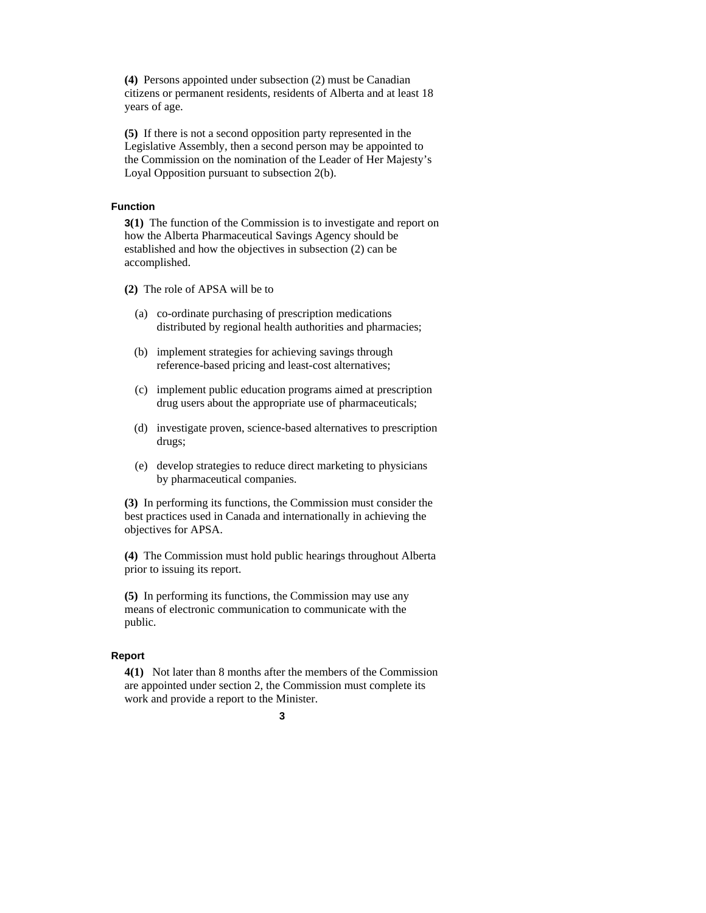**(4)** Persons appointed under subsection (2) must be Canadian citizens or permanent residents, residents of Alberta and at least 18 years of age.

**(5)** If there is not a second opposition party represented in the Legislative Assembly, then a second person may be appointed to the Commission on the nomination of the Leader of Her Majesty's Loyal Opposition pursuant to subsection 2(b).

#### Function

**3(1)** The function of the Commission is to investigate and report on how the Alberta Pharmaceutical Savings Agency should be established and how the objectives in subsection (2) can be accomplished.

**(2)** The role of APSA will be to

- (a) co-ordinate purchasing of prescription medications distributed by regional health authorities and pharmacies;
- (b) implement strategies for achieving savings through reference-based pricing and least-cost alternatives;
- (c) implement public education programs aimed at prescription drug users about the appropriate use of pharmaceuticals;
- (d) investigate proven, science-based alternatives to prescription drugs;
- (e) develop strategies to reduce direct marketing to physicians by pharmaceutical companies.

**(3)** In performing its functions, the Commission must consider the best practices used in Canada and internationally in achieving the objectives for APSA.

**(4)** The Commission must hold public hearings throughout Alberta prior to issuing its report.

**(5)** In performing its functions, the Commission may use any means of electronic communication to communicate with the public.

#### Report

**4(1)** Not later than 8 months after the members of the Commission are appointed under section 2, the Commission must complete its work and provide a report to the Minister.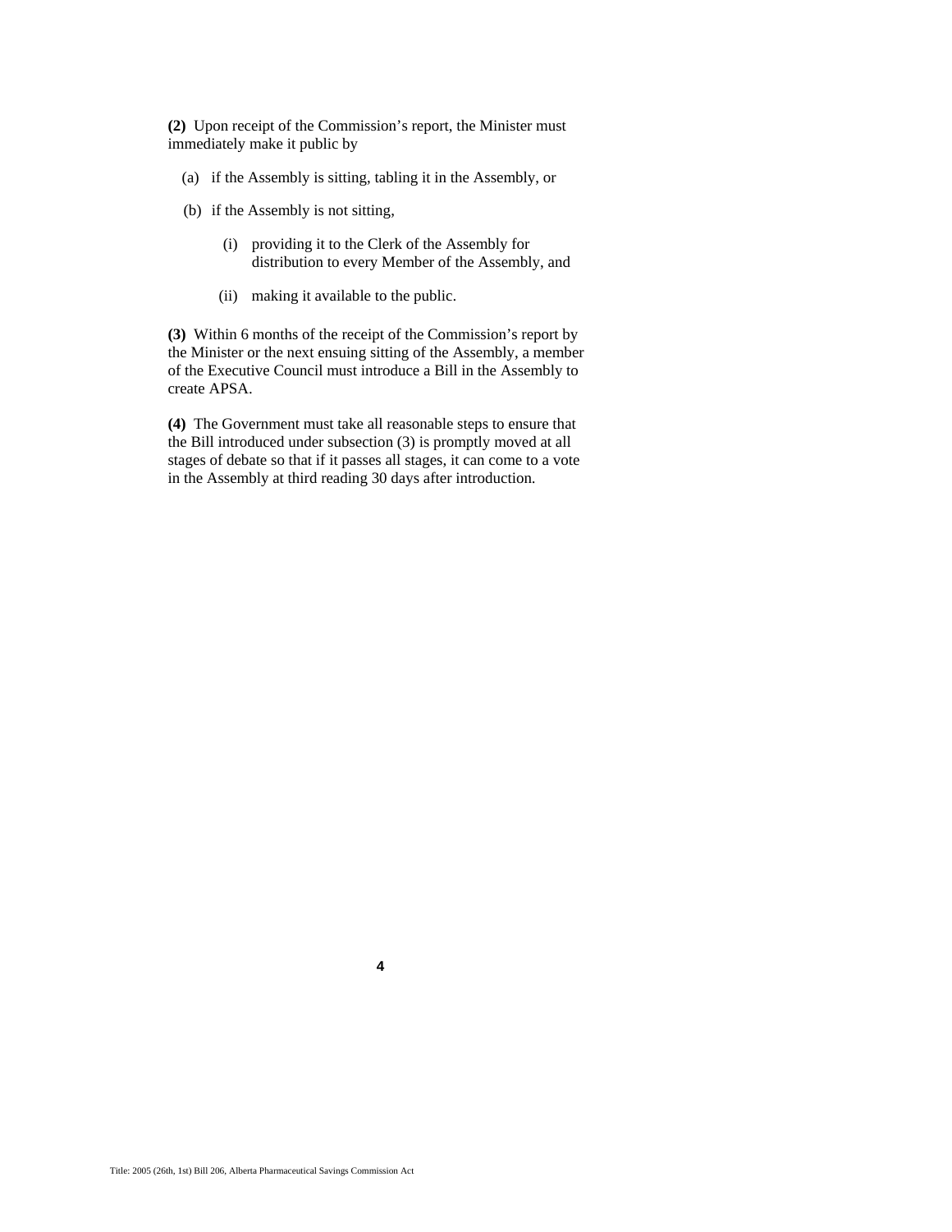**(2)** Upon receipt of the Commission's report, the Minister must immediately make it public by

(a) if the Assembly is sitting, tabling it in the Assembly, or

(b) if the Assembly is not sitting,

(i) providing it to the Clerk of the Assembly for distribution to every Member of the Assembly, and

(ii) making it available to the public.

**(3)** Within 6 months of the receipt of the Commission's report by the Minister or the next ensuing sitting of the Assembly, a member of the Executive Council must introduce a Bill in the Assembly to create APSA.

**(4)** The Government must take all reasonable steps to ensure that the Bill introduced under subsection (3) is promptly moved at all stages of debate so that if it passes all stages, it can come to a vote in the Assembly at third reading 30 days after introduction.